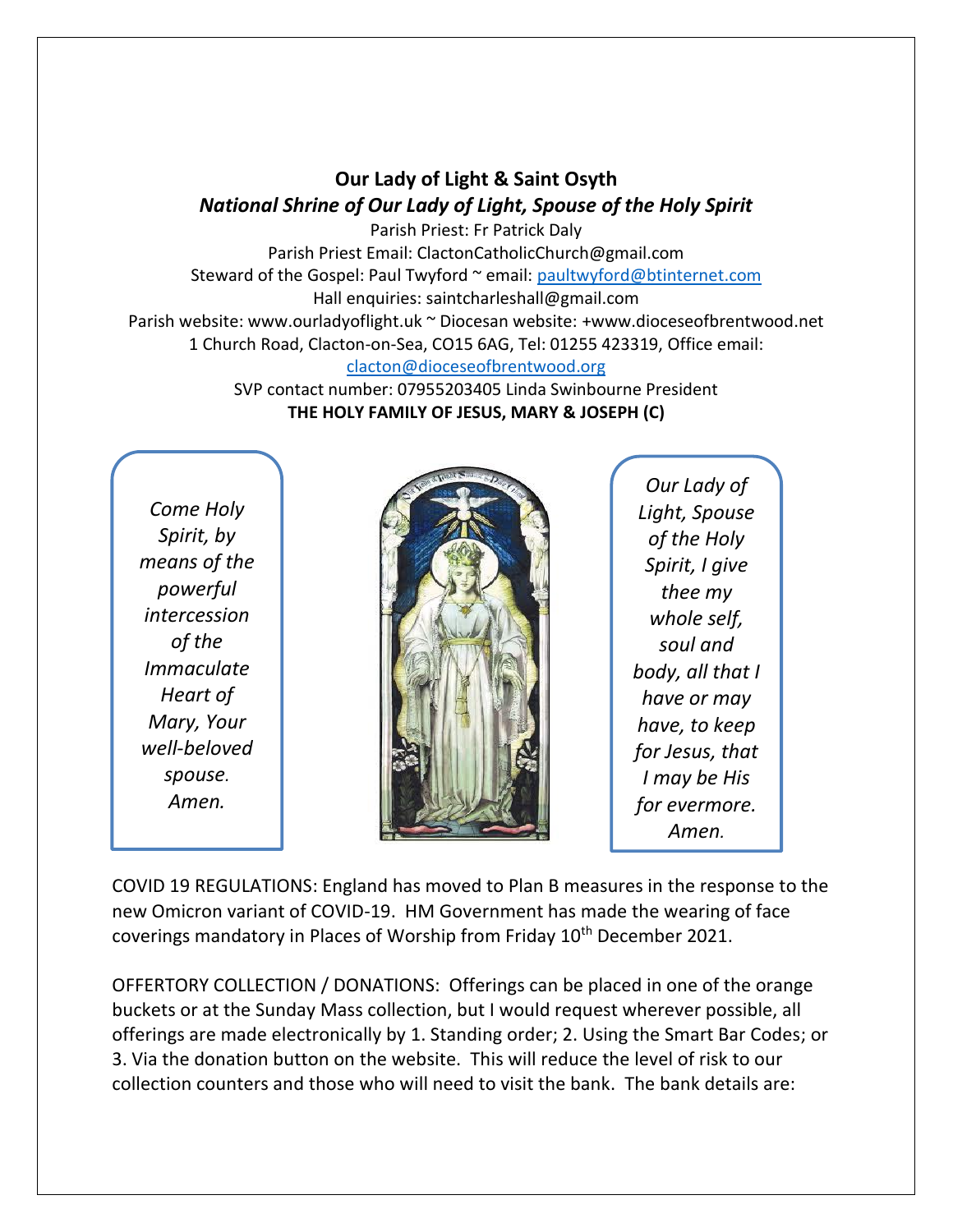# Our Lady of Light & Saint Osyth

## *National Shrine of Our Lady of Light, Spouse of the Holy Spirit*

Parish Priest: Fr Patrick Daly
Parish Priest Email: ClactonCatholicChurch@gmail.com
Steward of the Gospel: Paul Twyford ~ email: paultwyford@btinternet.com
Hall enquiries: saintcharleshall@gmail.com
Parish website: www.ourladyoflight.uk ~ Diocesan website: +www.dioceseofbrentwood.net
1 Church Road, Clacton-on-Sea, CO15 6AG, Tel: 01255 423319, Office email: clacton@dioceseofbrentwood.org
SVP contact number: 07955203405 Linda Swinbourne President

**THE HOLY FAMILY OF JESUS, MARY & JOSEPH (C)**

*Come Holy Spirit, by means of the powerful intercession of the Immaculate Heart of Mary, Your well-beloved spouse. Amen.*

*Our Lady of Light, Spouse of the Holy Spirit, I give thee my whole self, soul and body, all that I have or may have, to keep for Jesus, that I may be His for evermore. Amen.*

COVID 19 REGULATIONS: England has moved to Plan B measures in the response to the new Omicron variant of COVID-19. HM Government has made the wearing of face coverings mandatory in Places of Worship from Friday 10th December 2021.

OFFERTORY COLLECTION / DONATIONS: Offerings can be placed in one of the orange buckets or at the Sunday Mass collection, but I would request wherever possible, all offerings are made electronically by 1. Standing order; 2. Using the Smart Bar Codes; or 3. Via the donation button on the website. This will reduce the level of risk to our collection counters and those who will need to visit the bank. The bank details are: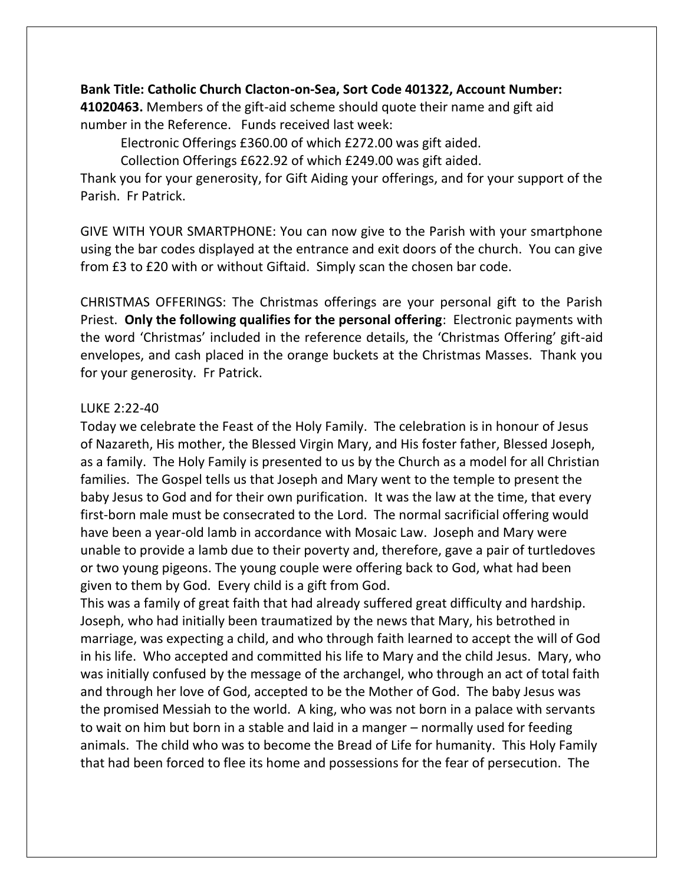**Bank Title: Catholic Church Clacton-on-Sea, Sort Code 401322, Account Number: 41020463.** Members of the gift-aid scheme should quote their name and gift aid number in the Reference. Funds received last week:

Electronic Offerings £360.00 of which £272.00 was gift aided.

Collection Offerings £622.92 of which £249.00 was gift aided.

Thank you for your generosity, for Gift Aiding your offerings, and for your support of the Parish. Fr Patrick.

GIVE WITH YOUR SMARTPHONE: You can now give to the Parish with your smartphone using the bar codes displayed at the entrance and exit doors of the church. You can give from £3 to £20 with or without Giftaid. Simply scan the chosen bar code.

CHRISTMAS OFFERINGS: The Christmas offerings are your personal gift to the Parish Priest. **Only the following qualifies for the personal offering**: Electronic payments with the word 'Christmas' included in the reference details, the 'Christmas Offering' gift-aid envelopes, and cash placed in the orange buckets at the Christmas Masses. Thank you for your generosity. Fr Patrick.

LUKE 2:22-40

Today we celebrate the Feast of the Holy Family. The celebration is in honour of Jesus of Nazareth, His mother, the Blessed Virgin Mary, and His foster father, Blessed Joseph, as a family. The Holy Family is presented to us by the Church as a model for all Christian families. The Gospel tells us that Joseph and Mary went to the temple to present the baby Jesus to God and for their own purification. It was the law at the time, that every first-born male must be consecrated to the Lord. The normal sacrificial offering would have been a year-old lamb in accordance with Mosaic Law. Joseph and Mary were unable to provide a lamb due to their poverty and, therefore, gave a pair of turtledoves or two young pigeons. The young couple were offering back to God, what had been given to them by God. Every child is a gift from God.

This was a family of great faith that had already suffered great difficulty and hardship. Joseph, who had initially been traumatized by the news that Mary, his betrothed in marriage, was expecting a child, and who through faith learned to accept the will of God in his life. Who accepted and committed his life to Mary and the child Jesus. Mary, who was initially confused by the message of the archangel, who through an act of total faith and through her love of God, accepted to be the Mother of God. The baby Jesus was the promised Messiah to the world. A king, who was not born in a palace with servants to wait on him but born in a stable and laid in a manger – normally used for feeding animals. The child who was to become the Bread of Life for humanity. This Holy Family that had been forced to flee its home and possessions for the fear of persecution. The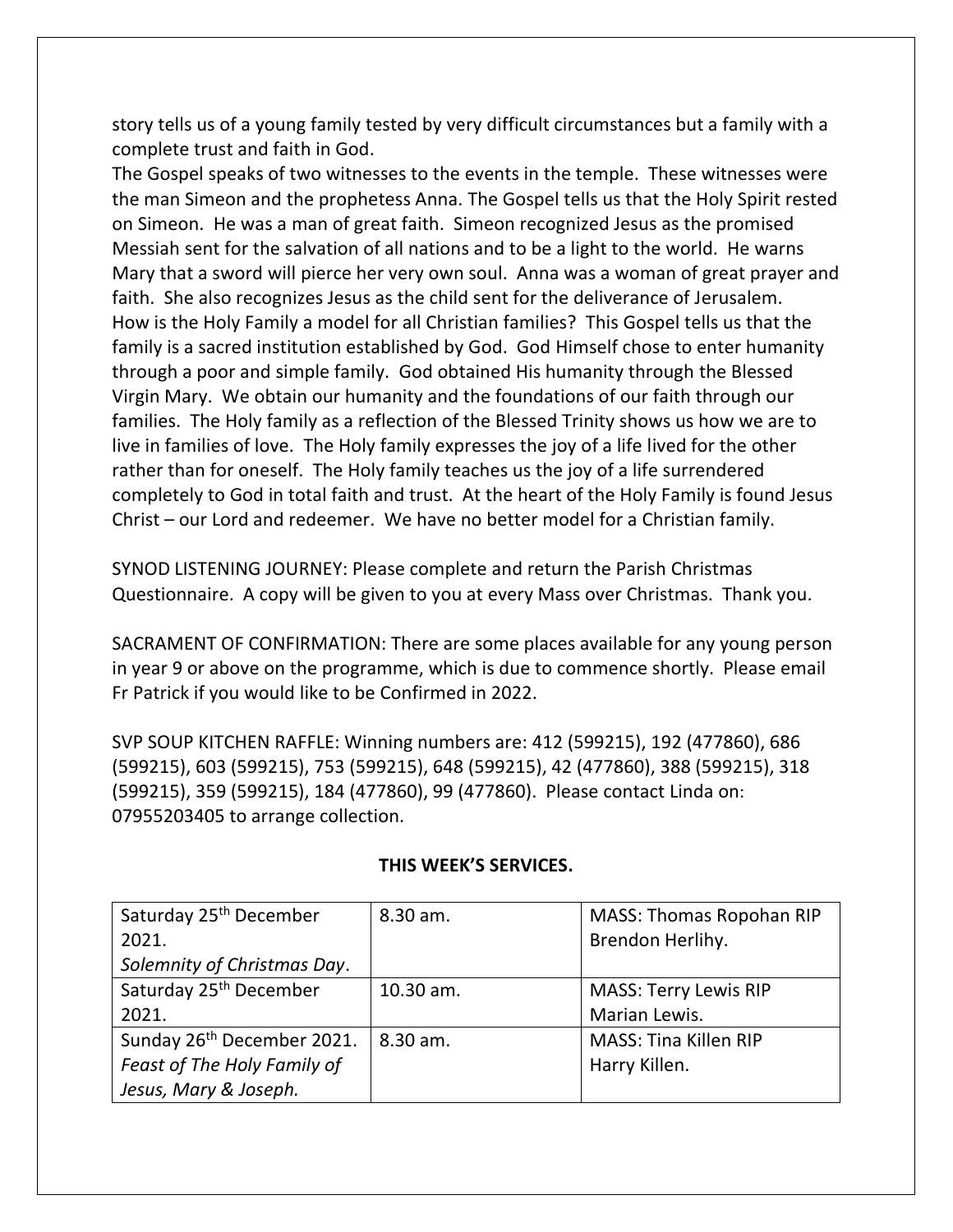story tells us of a young family tested by very difficult circumstances but a family with a complete trust and faith in God.

The Gospel speaks of two witnesses to the events in the temple. These witnesses were the man Simeon and the prophetess Anna. The Gospel tells us that the Holy Spirit rested on Simeon. He was a man of great faith. Simeon recognized Jesus as the promised Messiah sent for the salvation of all nations and to be a light to the world. He warns Mary that a sword will pierce her very own soul. Anna was a woman of great prayer and faith. She also recognizes Jesus as the child sent for the deliverance of Jerusalem.

How is the Holy Family a model for all Christian families? This Gospel tells us that the family is a sacred institution established by God. God Himself chose to enter humanity through a poor and simple family. God obtained His humanity through the Blessed Virgin Mary. We obtain our humanity and the foundations of our faith through our families. The Holy family as a reflection of the Blessed Trinity shows us how we are to live in families of love. The Holy family expresses the joy of a life lived for the other rather than for oneself. The Holy family teaches us the joy of a life surrendered completely to God in total faith and trust. At the heart of the Holy Family is found Jesus Christ – our Lord and redeemer. We have no better model for a Christian family.

SYNOD LISTENING JOURNEY: Please complete and return the Parish Christmas Questionnaire. A copy will be given to you at every Mass over Christmas. Thank you.

SACRAMENT OF CONFIRMATION: There are some places available for any young person in year 9 or above on the programme, which is due to commence shortly. Please email Fr Patrick if you would like to be Confirmed in 2022.

SVP SOUP KITCHEN RAFFLE: Winning numbers are: 412 (599215), 192 (477860), 686 (599215), 603 (599215), 753 (599215), 648 (599215), 42 (477860), 388 (599215), 318 (599215), 359 (599215), 184 (477860), 99 (477860). Please contact Linda on: 07955203405 to arrange collection.

**THIS WEEK'S SERVICES.**

| | | |
|---|---|---|
| Saturday 25th December 2021. *Solemnity of Christmas Day*. | 8.30 am. | MASS: Thomas Ropohan RIP Brendon Herlihy. |
| Saturday 25th December 2021. | 10.30 am. | MASS: Terry Lewis RIP Marian Lewis. |
| Sunday 26th December 2021. *Feast of The Holy Family of Jesus, Mary & Joseph.* | 8.30 am. | MASS: Tina Killen RIP Harry Killen. |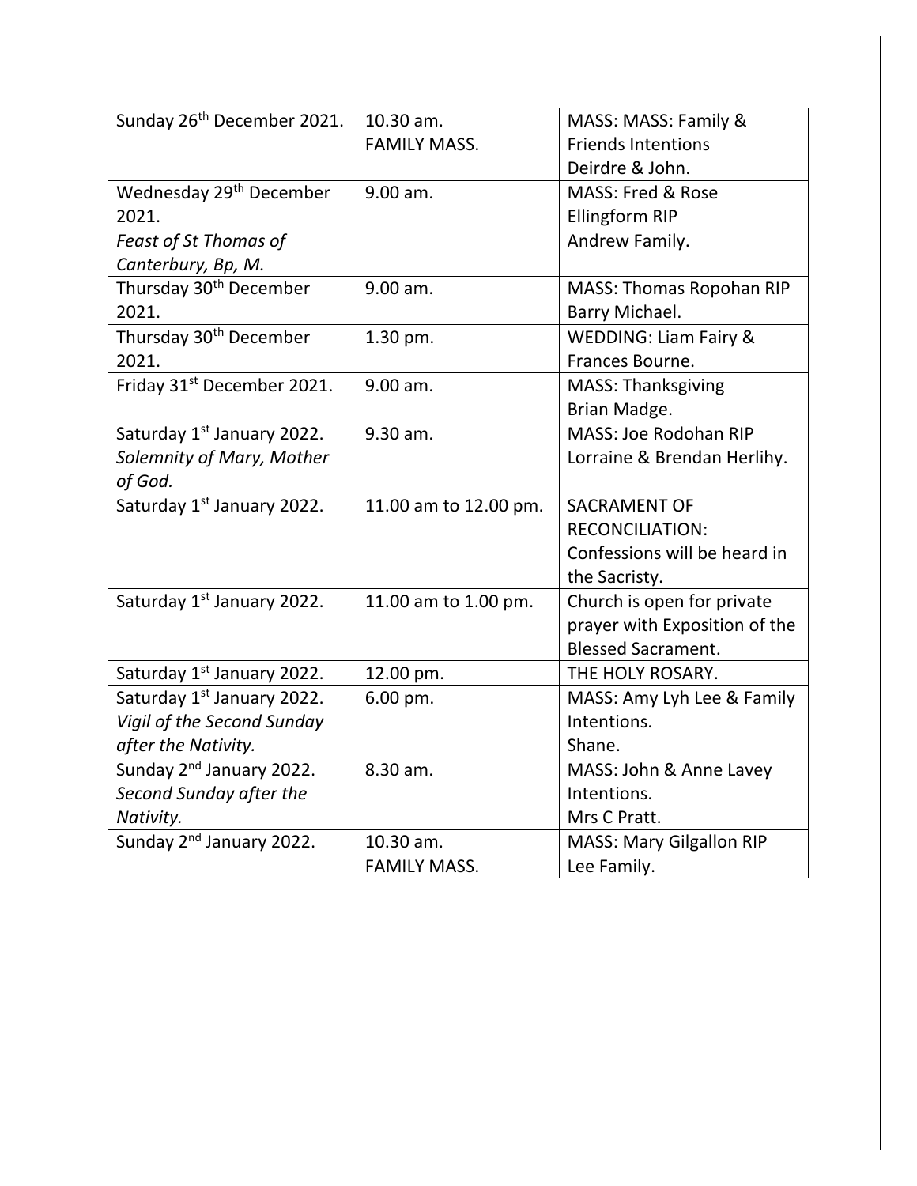| | | |
|---|---|---|
| Sunday 26th December 2021. | 10.30 am.<br>FAMILY MASS. | MASS: MASS: Family & Friends Intentions<br>Deirdre & John. |
| Wednesday 29th December 2021.<br>*Feast of St Thomas of Canterbury, Bp, M.* | 9.00 am. | MASS: Fred & Rose Ellingform RIP<br>Andrew Family. |
| Thursday 30th December 2021. | 9.00 am. | MASS: Thomas Ropohan RIP<br>Barry Michael. |
| Thursday 30th December 2021. | 1.30 pm. | WEDDING: Liam Fairy & Frances Bourne. |
| Friday 31st December 2021. | 9.00 am. | MASS: Thanksgiving<br>Brian Madge. |
| Saturday 1st January 2022.<br>*Solemnity of Mary, Mother of God.* | 9.30 am. | MASS: Joe Rodohan RIP<br>Lorraine & Brendan Herlihy. |
| Saturday 1st January 2022. | 11.00 am to 12.00 pm. | SACRAMENT OF RECONCILIATION:<br>Confessions will be heard in the Sacristy. |
| Saturday 1st January 2022. | 11.00 am to 1.00 pm. | Church is open for private prayer with Exposition of the Blessed Sacrament. |
| Saturday 1st January 2022. | 12.00 pm. | THE HOLY ROSARY. |
| Saturday 1st January 2022.<br>*Vigil of the Second Sunday after the Nativity.* | 6.00 pm. | MASS: Amy Lyh Lee & Family Intentions.<br>Shane. |
| Sunday 2nd January 2022.<br>*Second Sunday after the Nativity.* | 8.30 am. | MASS: John & Anne Lavey Intentions.<br>Mrs C Pratt. |
| Sunday 2nd January 2022. | 10.30 am.<br>FAMILY MASS. | MASS: Mary Gilgallon RIP<br>Lee Family. |